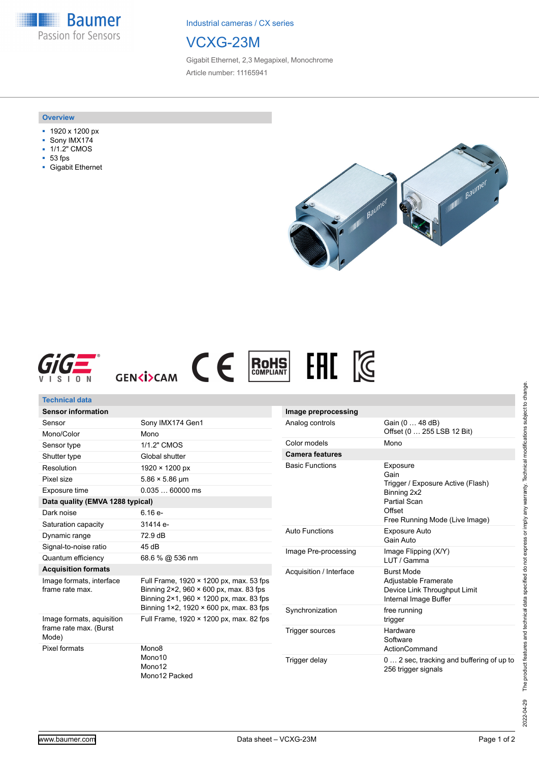Industrial cameras / CX series

# VCXG-23M

Gigabit Ethernet, 2,3 Megapixel, Monochrome

Article number: 11165941

## Overview

- 1920 x 1200 px
- Sony IMX174
- 1/1.2" CMOS
- 53 fps
- Gigabit Ethernet

## Technical data

| **Sensor information** | |
|---|---|
| Sensor | Sony IMX174 Gen1 |
| Mono/Color | Mono |
| Sensor type | 1/1.2" CMOS |
| Shutter type | Global shutter |
| Resolution | 1920 × 1200 px |
| Pixel size | 5.86 × 5.86 µm |
| Exposure time | 0.035 … 60000 ms |
| **Data quality (EMVA 1288 typical)** | |
| Dark noise | 6.16 e- |
| Saturation capacity | 31414 e- |
| Dynamic range | 72.9 dB |
| Signal-to-noise ratio | 45 dB |
| Quantum efficiency | 68.6 % @ 536 nm |
| **Acquisition formats** | |
| Image formats, interface frame rate max. | Full Frame, 1920 × 1200 px, max. 53 fps<br>Binning 2×2, 960 × 600 px, max. 83 fps<br>Binning 2×1, 960 × 1200 px, max. 83 fps<br>Binning 1×2, 1920 × 600 px, max. 83 fps |
| Image formats, aquisition frame rate max. (Burst Mode) | Full Frame, 1920 × 1200 px, max. 82 fps |
| Pixel formats | Mono8<br>Mono10<br>Mono12<br>Mono12 Packed |

| **Image preprocessing** | |
|---|---|
| Analog controls | Gain (0 … 48 dB)<br>Offset (0 … 255 LSB 12 Bit) |
| Color models | Mono |
| **Camera features** | |
| Basic Functions | Exposure<br>Gain<br>Trigger / Exposure Active (Flash)<br>Binning 2x2<br>Partial Scan<br>Offset<br>Free Running Mode (Live Image) |
| Auto Functions | Exposure Auto<br>Gain Auto |
| Image Pre-processing | Image Flipping (X/Y)<br>LUT / Gamma |
| Acquisition / Interface | Burst Mode<br>Adjustable Framerate<br>Device Link Throughput Limit<br>Internal Image Buffer |
| Synchronization | free running<br>trigger |
| Trigger sources | Hardware<br>Software<br>ActionCommand |
| Trigger delay | 0 … 2 sec, tracking and buffering of up to 256 trigger signals |

2022-04-29 The product features and technical data specified do not express or imply any warranty. Technical modifications subject to change.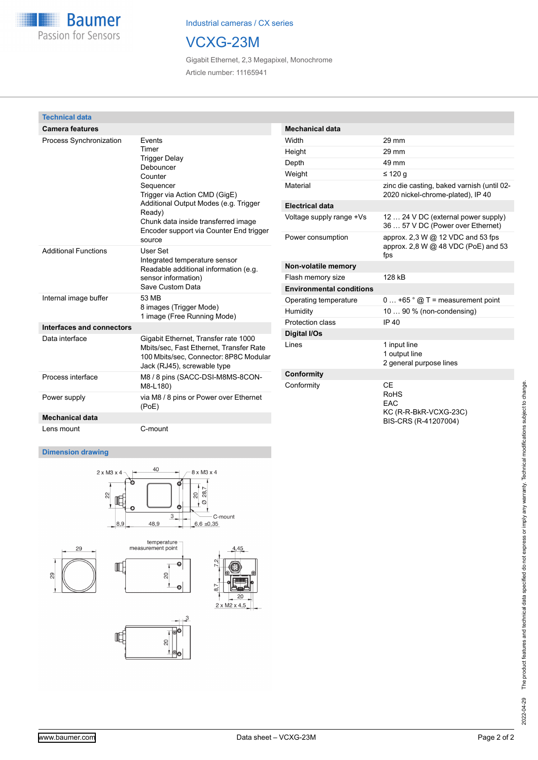# VCXG-23M

Industrial cameras / CX series

Gigabit Ethernet, 2,3 Megapixel, Monochrome

Article number: 11165941

## Technical data

| Camera features | |
|---|---|
| Process Synchronization | Events<br>Timer<br>Trigger Delay<br>Debouncer<br>Counter<br>Sequencer<br>Trigger via Action CMD (GigE)<br>Additional Output Modes (e.g. Trigger Ready)<br>Chunk data inside transferred image<br>Encoder support via Counter End trigger source |
| Additional Functions | User Set<br>Integrated temperature sensor<br>Readable additional information (e.g. sensor information)<br>Save Custom Data |
| Internal image buffer | 53 MB<br>8 images (Trigger Mode)<br>1 image (Free Running Mode) |
| **Interfaces and connectors** | |
| Data interface | Gigabit Ethernet, Transfer rate 1000 Mbits/sec, Fast Ethernet, Transfer Rate 100 Mbits/sec, Connector: 8P8C Modular Jack (RJ45), screwable type |
| Process interface | M8 / 8 pins (SACC-DSI-M8MS-8CON-M8-L180) |
| Power supply | via M8 / 8 pins or Power over Ethernet (PoE) |
| **Mechanical data** | |
| Lens mount | C-mount |

| Mechanical data | |
|---|---|
| Width | 29 mm |
| Height | 29 mm |
| Depth | 49 mm |
| Weight | ≤ 120 g |
| Material | zinc die casting, baked varnish (until 02-2020 nickel-chrome-plated), IP 40 |
| **Electrical data** | |
| Voltage supply range +Vs | 12 … 24 V DC (external power supply)<br>36 … 57 V DC (Power over Ethernet) |
| Power consumption | approx. 2,3 W @ 12 VDC and 53 fps<br>approx. 2,8 W @ 48 VDC (PoE) and 53 fps |
| **Non-volatile memory** | |
| Flash memory size | 128 kB |
| **Environmental conditions** | |
| Operating temperature | 0 … +65 ° @ T = measurement point |
| Humidity | 10 … 90 % (non-condensing) |
| Protection class | IP 40 |
| **Digital I/Os** | |
| Lines | 1 input line<br>1 output line<br>2 general purpose lines |
| **Conformity** | |
| Conformity | CE<br>RoHS<br>EAC<br>KC (R-R-BkR-VCXG-23C)<br>BIS-CRS (R-41207004) |

## Dimension drawing

2 x M3 x 4
40
8 x M3 x 4
22
20
Ø 28,7
3
C-mount
8,9
48,9
6,6 ±0,35
29
29
temperature measurement point
20
4,45
7,2
8,7
20
2 x M2 x 4,5
3
20

2022-04-29 The product features and technical data specified do not express or imply any warranty. Technical modifications subject to change.

www.baumer.com Data sheet – VCXG-23M